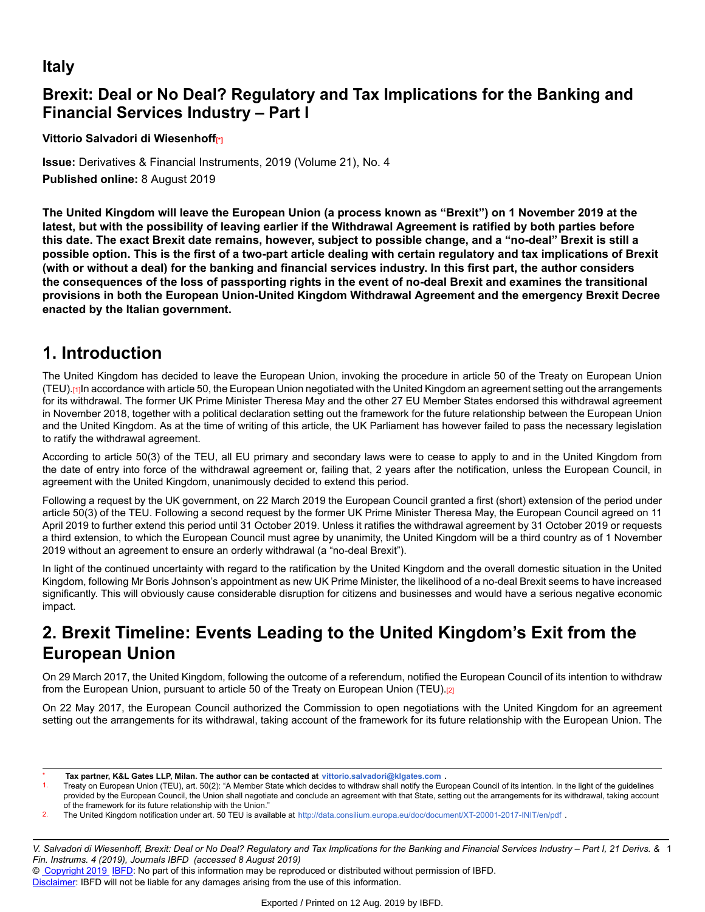# Italy

## Brexit: Deal or No Deal? Regulatory and Tax Implications for the Banking and Financial Services Industry – Part I

**Vittorio Salvadori di Wiesenhoff**[*]

**Issue:** Derivatives & Financial Instruments, 2019 (Volume 21), No. 4

**Published online:** 8 August 2019

**The United Kingdom will leave the European Union (a process known as "Brexit") on 1 November 2019 at the latest, but with the possibility of leaving earlier if the Withdrawal Agreement is ratified by both parties before this date. The exact Brexit date remains, however, subject to possible change, and a "no-deal" Brexit is still a possible option. This is the first of a two-part article dealing with certain regulatory and tax implications of Brexit (with or without a deal) for the banking and financial services industry. In this first part, the author considers the consequences of the loss of passporting rights in the event of no-deal Brexit and examines the transitional provisions in both the European Union-United Kingdom Withdrawal Agreement and the emergency Brexit Decree enacted by the Italian government.**

## 1. Introduction

The United Kingdom has decided to leave the European Union, invoking the procedure in article 50 of the Treaty on European Union (TEU).[1] In accordance with article 50, the European Union negotiated with the United Kingdom an agreement setting out the arrangements for its withdrawal. The former UK Prime Minister Theresa May and the other 27 EU Member States endorsed this withdrawal agreement in November 2018, together with a political declaration setting out the framework for the future relationship between the European Union and the United Kingdom. As at the time of writing of this article, the UK Parliament has however failed to pass the necessary legislation to ratify the withdrawal agreement.

According to article 50(3) of the TEU, all EU primary and secondary laws were to cease to apply to and in the United Kingdom from the date of entry into force of the withdrawal agreement or, failing that, 2 years after the notification, unless the European Council, in agreement with the United Kingdom, unanimously decided to extend this period.

Following a request by the UK government, on 22 March 2019 the European Council granted a first (short) extension of the period under article 50(3) of the TEU. Following a second request by the former UK Prime Minister Theresa May, the European Council agreed on 11 April 2019 to further extend this period until 31 October 2019. Unless it ratifies the withdrawal agreement by 31 October 2019 or requests a third extension, to which the European Council must agree by unanimity, the United Kingdom will be a third country as of 1 November 2019 without an agreement to ensure an orderly withdrawal (a "no-deal Brexit").

In light of the continued uncertainty with regard to the ratification by the United Kingdom and the overall domestic situation in the United Kingdom, following Mr Boris Johnson's appointment as new UK Prime Minister, the likelihood of a no-deal Brexit seems to have increased significantly. This will obviously cause considerable disruption for citizens and businesses and would have a serious negative economic impact.

## 2. Brexit Timeline: Events Leading to the United Kingdom's Exit from the European Union

On 29 March 2017, the United Kingdom, following the outcome of a referendum, notified the European Council of its intention to withdraw from the European Union, pursuant to article 50 of the Treaty on European Union (TEU).[2]

On 22 May 2017, the European Council authorized the Commission to open negotiations with the United Kingdom for an agreement setting out the arrangements for its withdrawal, taking account of the framework for its future relationship with the European Union. The

---

[*] Tax partner, K&L Gates LLP, Milan. The author can be contacted at vittorio.salvadori@klgates.com .

1. Treaty on European Union (TEU), art. 50(2): "A Member State which decides to withdraw shall notify the European Council of its intention. In the light of the guidelines provided by the European Council, the Union shall negotiate and conclude an agreement with that State, setting out the arrangements for its withdrawal, taking account of the framework for its future relationship with the Union."

2. The United Kingdom notification under art. 50 TEU is available at http://data.consilium.europa.eu/doc/document/XT-20001-2017-INIT/en/pdf .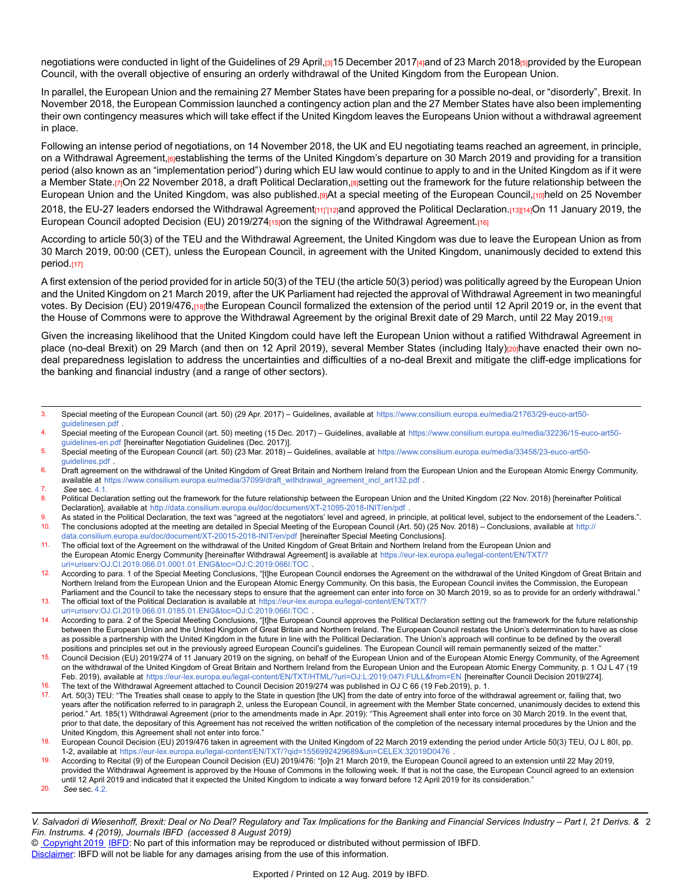negotiations were conducted in light of the Guidelines of 29 April,[3] 15 December 2017[4] and of 23 March 2018[5] provided by the European Council, with the overall objective of ensuring an orderly withdrawal of the United Kingdom from the European Union.

In parallel, the European Union and the remaining 27 Member States have been preparing for a possible no-deal, or "disorderly", Brexit. In November 2018, the European Commission launched a contingency action plan and the 27 Member States have also been implementing their own contingency measures which will take effect if the United Kingdom leaves the Europeans Union without a withdrawal agreement in place.

Following an intense period of negotiations, on 14 November 2018, the UK and EU negotiating teams reached an agreement, in principle, on a Withdrawal Agreement,[6] establishing the terms of the United Kingdom's departure on 30 March 2019 and providing for a transition period (also known as an "implementation period") during which EU law would continue to apply to and in the United Kingdom as if it were a Member State.[7] On 22 November 2018, a draft Political Declaration,[8] setting out the framework for the future relationship between the European Union and the United Kingdom, was also published.[9] At a special meeting of the European Council,[10] held on 25 November 2018, the EU-27 leaders endorsed the Withdrawal Agreement[11]'[12] and approved the Political Declaration.[13][14] On 11 January 2019, the European Council adopted Decision (EU) 2019/274[15] on the signing of the Withdrawal Agreement.[16]

According to article 50(3) of the TEU and the Withdrawal Agreement, the United Kingdom was due to leave the European Union as from 30 March 2019, 00:00 (CET), unless the European Council, in agreement with the United Kingdom, unanimously decided to extend this period.[17]

A first extension of the period provided for in article 50(3) of the TEU (the article 50(3) period) was politically agreed by the European Union and the United Kingdom on 21 March 2019, after the UK Parliament had rejected the approval of Withdrawal Agreement in two meaningful votes. By Decision (EU) 2019/476,[18] the European Council formalized the extension of the period until 12 April 2019 or, in the event that the House of Commons were to approve the Withdrawal Agreement by the original Brexit date of 29 March, until 22 May 2019.[19]

Given the increasing likelihood that the United Kingdom could have left the European Union without a ratified Withdrawal Agreement in place (no-deal Brexit) on 29 March (and then on 12 April 2019), several Member States (including Italy)[20] have enacted their own no-deal preparedness legislation to address the uncertainties and difficulties of a no-deal Brexit and mitigate the cliff-edge implications for the banking and financial industry (and a range of other sectors).

---

3. Special meeting of the European Council (art. 50) (29 Apr. 2017) – Guidelines, available at https://www.consilium.europa.eu/media/21763/29-euco-art50-guidelinesen.pdf .
4. Special meeting of the European Council (art. 50) meeting (15 Dec. 2017) – Guidelines, available at https://www.consilium.europa.eu/media/32236/15-euco-art50-guidelines-en.pdf [hereinafter Negotiation Guidelines (Dec. 2017)].
5. Special meeting of the European Council (art. 50) (23 Mar. 2018) – Guidelines, available at https://www.consilium.europa.eu/media/33458/23-euco-art50-guidelines.pdf .
6. Draft agreement on the withdrawal of the United Kingdom of Great Britain and Northern Ireland from the European Union and the European Atomic Energy Community, available at https://www.consilium.europa.eu/media/37099/draft_withdrawal_agreement_incl_art132.pdf .
7. *See* sec. 4.1.
8. Political Declaration setting out the framework for the future relationship between the European Union and the United Kingdom (22 Nov. 2018) [hereinafter Political Declaration], available at http://data.consilium.europa.eu/doc/document/XT-21095-2018-INIT/en/pdf .
9. As stated in the Political Declaration, the text was "agreed at the negotiators' level and agreed, in principle, at political level, subject to the endorsement of the Leaders.".
10. The conclusions adopted at the meeting are detailed in Special Meeting of the European Council (Art. 50) (25 Nov. 2018) – Conclusions, available at http://data.consilium.europa.eu/doc/document/XT-20015-2018-INIT/en/pdf [hereinafter Special Meeting Conclusions].
11. The official text of the Agreement on the withdrawal of the United Kingdom of Great Britain and Northern Ireland from the European Union and the European Atomic Energy Community [hereinafter Withdrawal Agreement] is available at https://eur-lex.europa.eu/legal-content/EN/TXT/?uri=uriserv:OJ.CI.2019.066.01.0001.01.ENG&toc=OJ:C:2019:066I:TOC .
12. According to para. 1 of the Special Meeting Conclusions, "[t]he European Council endorses the Agreement on the withdrawal of the United Kingdom of Great Britain and Northern Ireland from the European Union and the European Atomic Energy Community. On this basis, the European Council invites the Commission, the European Parliament and the Council to take the necessary steps to ensure that the agreement can enter into force on 30 March 2019, so as to provide for an orderly withdrawal."
13. The official text of the Political Declaration is available at https://eur-lex.europa.eu/legal-content/EN/TXT/?uri=uriserv:OJ.CI.2019.066.01.0185.01.ENG&toc=OJ:C:2019:066I:TOC .
14. According to para. 2 of the Special Meeting Conclusions, "[t]he European Council approves the Political Declaration setting out the framework for the future relationship between the European Union and the United Kingdom of Great Britain and Northern Ireland. The European Council restates the Union's determination to have as close as possible a partnership with the United Kingdom in the future in line with the Political Declaration. The Union's approach will continue to be defined by the overall positions and principles set out in the previously agreed European Council's guidelines. The European Council will remain permanently seized of the matter."
15. Council Decision (EU) 2019/274 of 11 January 2019 on the signing, on behalf of the European Union and of the European Atomic Energy Community, of the Agreement on the withdrawal of the United Kingdom of Great Britain and Northern Ireland from the European Union and the European Atomic Energy Community, p. 1 OJ L 47 (19 Feb. 2019), available at https://eur-lex.europa.eu/legal-content/EN/TXT/HTML/?uri=OJ:L:2019:047I:FULL&from=EN [hereinafter Council Decision 2019/274].
16. The text of the Withdrawal Agreement attached to Council Decision 2019/274 was published in OJ C 66 (19 Feb.2019), p. 1.
17. Art. 50(3) TEU: "The Treaties shall cease to apply to the State in question [the UK] from the date of entry into force of the withdrawal agreement or, failing that, two years after the notification referred to in paragraph 2, unless the European Council, in agreement with the Member State concerned, unanimously decides to extend this period." Art. 185(1) Withdrawal Agreement (prior to the amendments made in Apr. 2019): "This Agreement shall enter into force on 30 March 2019. In the event that, prior to that date, the depositary of this Agreement has not received the written notification of the completion of the necessary internal procedures by the Union and the United Kingdom, this Agreement shall not enter into force."
18. European Council Decision (EU) 2019/476 taken in agreement with the United Kingdom of 22 March 2019 extending the period under Article 50(3) TEU, OJ L 80I, pp. 1-2, available at https://eur-lex.europa.eu/legal-content/EN/TXT/?qid=1556992429689&uri=CELEX:32019D0476 .
19. According to Recital (9) of the European Council Decision (EU) 2019/476: "[o]n 21 March 2019, the European Council agreed to an extension until 22 May 2019, provided the Withdrawal Agreement is approved by the House of Commons in the following week. If that is not the case, the European Council agreed to an extension until 12 April 2019 and indicated that it expected the United Kingdom to indicate a way forward before 12 April 2019 for its consideration."
20. *See* sec. 4.2.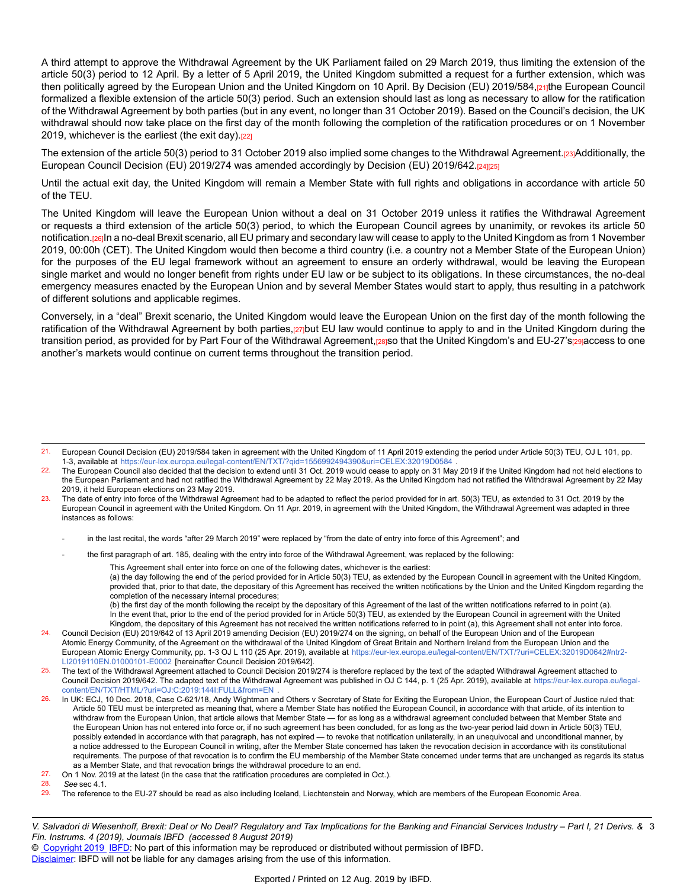A third attempt to approve the Withdrawal Agreement by the UK Parliament failed on 29 March 2019, thus limiting the extension of the article 50(3) period to 12 April. By a letter of 5 April 2019, the United Kingdom submitted a request for a further extension, which was then politically agreed by the European Union and the United Kingdom on 10 April. By Decision (EU) 2019/584,[21] the European Council formalized a flexible extension of the article 50(3) period. Such an extension should last as long as necessary to allow for the ratification of the Withdrawal Agreement by both parties (but in any event, no longer than 31 October 2019). Based on the Council's decision, the UK withdrawal should now take place on the first day of the month following the completion of the ratification procedures or on 1 November 2019, whichever is the earliest (the exit day).[22]

The extension of the article 50(3) period to 31 October 2019 also implied some changes to the Withdrawal Agreement.[23] Additionally, the European Council Decision (EU) 2019/274 was amended accordingly by Decision (EU) 2019/642.[24][25]

Until the actual exit day, the United Kingdom will remain a Member State with full rights and obligations in accordance with article 50 of the TEU.

The United Kingdom will leave the European Union without a deal on 31 October 2019 unless it ratifies the Withdrawal Agreement or requests a third extension of the article 50(3) period, to which the European Council agrees by unanimity, or revokes its article 50 notification.[26] In a no-deal Brexit scenario, all EU primary and secondary law will cease to apply to the United Kingdom as from 1 November 2019, 00:00h (CET). The United Kingdom would then become a third country (i.e. a country not a Member State of the European Union) for the purposes of the EU legal framework without an agreement to ensure an orderly withdrawal, would be leaving the European single market and would no longer benefit from rights under EU law or be subject to its obligations. In these circumstances, the no-deal emergency measures enacted by the European Union and by several Member States would start to apply, thus resulting in a patchwork of different solutions and applicable regimes.

Conversely, in a "deal" Brexit scenario, the United Kingdom would leave the European Union on the first day of the month following the ratification of the Withdrawal Agreement by both parties,[27] but EU law would continue to apply to and in the United Kingdom during the transition period, as provided for by Part Four of the Withdrawal Agreement,[28] so that the United Kingdom's and EU-27's[29] access to one another's markets would continue on current terms throughout the transition period.

---

21. European Council Decision (EU) 2019/584 taken in agreement with the United Kingdom of 11 April 2019 extending the period under Article 50(3) TEU, OJ L 101, pp. 1-3, available at https://eur-lex.europa.eu/legal-content/EN/TXT/?qid=1556992494390&uri=CELEX:32019D0584 .
22. The European Council also decided that the decision to extend until 31 Oct. 2019 would cease to apply on 31 May 2019 if the United Kingdom had not held elections to the European Parliament and had not ratified the Withdrawal Agreement by 22 May 2019. As the United Kingdom had not ratified the Withdrawal Agreement by 22 May 2019, it held European elections on 23 May 2019.
23. The date of entry into force of the Withdrawal Agreement had to be adapted to reflect the period provided for in art. 50(3) TEU, as extended to 31 Oct. 2019 by the European Council in agreement with the United Kingdom. On 11 Apr. 2019, in agreement with the United Kingdom, the Withdrawal Agreement was adapted in three instances as follows:
    - in the last recital, the words "after 29 March 2019" were replaced by "from the date of entry into force of this Agreement"; and
    - the first paragraph of art. 185, dealing with the entry into force of the Withdrawal Agreement, was replaced by the following:

      This Agreement shall enter into force on one of the following dates, whichever is the earliest:
      (a) the day following the end of the period provided for in Article 50(3) TEU, as extended by the European Council in agreement with the United Kingdom, provided that, prior to that date, the depositary of this Agreement has received the written notifications by the Union and the United Kingdom regarding the completion of the necessary internal procedures;
      (b) the first day of the month following the receipt by the depositary of this Agreement of the last of the written notifications referred to in point (a).
      In the event that, prior to the end of the period provided for in Article 50(3) TEU, as extended by the European Council in agreement with the United Kingdom, the depositary of this Agreement has not received the written notifications referred to in point (a), this Agreement shall not enter into force.
24. Council Decision (EU) 2019/642 of 13 April 2019 amending Decision (EU) 2019/274 on the signing, on behalf of the European Union and of the European Atomic Energy Community, of the Agreement on the withdrawal of the United Kingdom of Great Britain and Northern Ireland from the European Union and the European Atomic Energy Community, pp. 1-3 OJ L 110 (25 Apr. 2019), available at https://eur-lex.europa.eu/legal-content/EN/TXT/?uri=CELEX:32019D0642#ntr2-LI2019110EN.01000101-E0002 [hereinafter Council Decision 2019/642].
25. The text of the Withdrawal Agreement attached to Council Decision 2019/274 is therefore replaced by the text of the adapted Withdrawal Agreement attached to Council Decision 2019/642. The adapted text of the Withdrawal Agreement was published in OJ C 144, p. 1 (25 Apr. 2019), available at https://eur-lex.europa.eu/legal-content/EN/TXT/HTML/?uri=OJ:C:2019:144I:FULL&from=EN .
26. In UK: ECJ, 10 Dec. 2018, Case C-621/18, Andy Wightman and Others v Secretary of State for Exiting the European Union, the European Court of Justice ruled that:

    Article 50 TEU must be interpreted as meaning that, where a Member State has notified the European Council, in accordance with that article, of its intention to withdraw from the European Union, that article allows that Member State — for as long as a withdrawal agreement concluded between that Member State and the European Union has not entered into force or, if no such agreement has been concluded, for as long as the two-year period laid down in Article 50(3) TEU, possibly extended in accordance with that paragraph, has not expired — to revoke that notification unilaterally, in an unequivocal and unconditional manner, by a notice addressed to the European Council in writing, after the Member State concerned has taken the revocation decision in accordance with its constitutional requirements. The purpose of that revocation is to confirm the EU membership of the Member State concerned under terms that are unchanged as regards its status as a Member State, and that revocation brings the withdrawal procedure to an end.
27. On 1 Nov. 2019 at the latest (in the case that the ratification procedures are completed in Oct.).
28. *See* sec 4.1.
29. The reference to the EU-27 should be read as also including Iceland, Liechtenstein and Norway, which are members of the European Economic Area.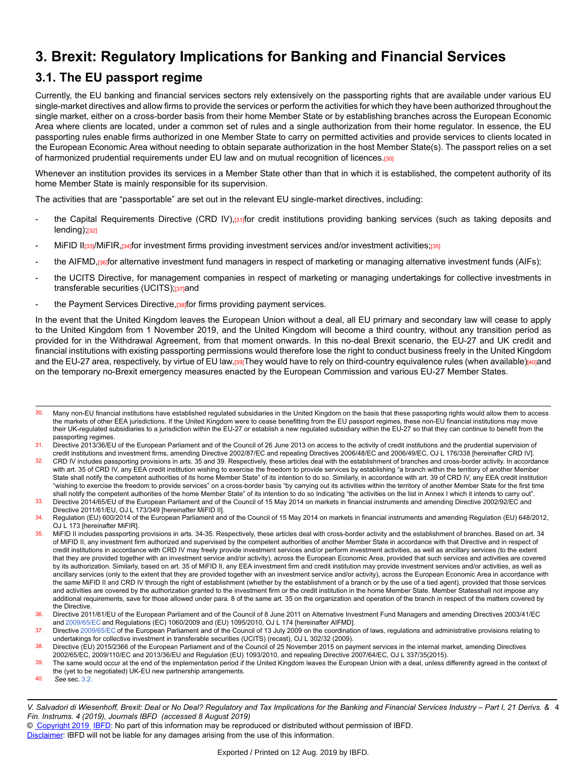# 3. Brexit: Regulatory Implications for Banking and Financial Services

## 3.1. The EU passport regime

Currently, the EU banking and financial services sectors rely extensively on the passporting rights that are available under various EU single-market directives and allow firms to provide the services or perform the activities for which they have been authorized throughout the single market, either on a cross-border basis from their home Member State or by establishing branches across the European Economic Area where clients are located, under a common set of rules and a single authorization from their home regulator. In essence, the EU passporting rules enable firms authorized in one Member State to carry on permitted activities and provide services to clients located in the European Economic Area without needing to obtain separate authorization in the host Member State(s). The passport relies on a set of harmonized prudential requirements under EU law and on mutual recognition of licences.[30]

Whenever an institution provides its services in a Member State other than that in which it is established, the competent authority of its home Member State is mainly responsible for its supervision.

The activities that are "passportable" are set out in the relevant EU single-market directives, including:

- the Capital Requirements Directive (CRD IV),[31] for credit institutions providing banking services (such as taking deposits and lending);[32]
- MiFID II[33]/MiFIR,[34] for investment firms providing investment services and/or investment activities;[35]
- the AIFMD,[36] for alternative investment fund managers in respect of marketing or managing alternative investment funds (AIFs);
- the UCITS Directive, for management companies in respect of marketing or managing undertakings for collective investments in transferable securities (UCITS);[37] and
- the Payment Services Directive,[38] for firms providing payment services.

In the event that the United Kingdom leaves the European Union without a deal, all EU primary and secondary law will cease to apply to the United Kingdom from 1 November 2019, and the United Kingdom will become a third country, without any transition period as provided for in the Withdrawal Agreement, from that moment onwards. In this no-deal Brexit scenario, the EU-27 and UK credit and financial institutions with existing passporting permissions would therefore lose the right to conduct business freely in the United Kingdom and the EU-27 area, respectively, by virtue of EU law.[39] They would have to rely on third-country equivalence rules (when available)[40] and on the temporary no-Brexit emergency measures enacted by the European Commission and various EU-27 Member States.

---

30. Many non-EU financial institutions have established regulated subsidiaries in the United Kingdom on the basis that these passporting rights would allow them to access the markets of other EEA jurisdictions. If the United Kingdom were to cease benefitting from the EU passport regimes, these non-EU financial institutions may move their UK-regulated subsidiaries to a jurisdiction within the EU-27 or establish a new regulated subsidiary within the EU-27 so that they can continue to benefit from the passporting regimes.
31. Directive 2013/36/EU of the European Parliament and of the Council of 26 June 2013 on access to the activity of credit institutions and the prudential supervision of credit institutions and investment firms, amending Directive 2002/87/EC and repealing Directives 2006/48/EC and 2006/49/EC, OJ L 176/338 [hereinafter CRD IV].
32. CRD IV includes passporting provisions in arts. 35 and 39. Respectively, these articles deal with the establishment of branches and cross-border activity. In accordance with art. 35 of CRD IV, any EEA credit institution wishing to exercise the freedom to provide services by establishing "a branch within the territory of another Member State shall notify the competent authorities of its home Member State" of its intention to do so. Similarly, in accordance with art. 39 of CRD IV, any EEA credit institution "wishing to exercise the freedom to provide services" on a cross-border basis "by carrying out its activities within the territory of another Member State for the first time shall notify the competent authorities of the home Member State" of its intention to do so Indicating "the activities on the list in Annex I which it intends to carry out".
33. Directive 2014/65/EU of the European Parliament and of the Council of 15 May 2014 on markets in financial instruments and amending Directive 2002/92/EC and Directive 2011/61/EU, OJ L 173/349 [hereinafter MiFID II].
34. Regulation (EU) 600/2014 of the European Parliament and of the Council of 15 May 2014 on markets in financial instruments and amending Regulation (EU) 648/2012, OJ L 173 [hereinafter MiFIR].
35. MiFID II includes passporting provisions in arts. 34-35. Respectively, these articles deal with cross-border activity and the establishment of branches. Based on art. 34 of MiFID II, any investment firm authorized and supervised by the competent authorities of another Member State in accordance with that Directive and in respect of credit institutions in accordance with CRD IV may freely provide investment services and/or perform investment activities, as well as ancillary services (to the extent that they are provided together with an investment service and/or activity), across the European Economic Area, provided that such services and activities are covered by its authorization. Similarly, based on art. 35 of MiFID II, any EEA investment firm and credit institution may provide investment services and/or activities, as well as ancillary services (only to the extent that they are provided together with an investment service and/or activity), across the European Economic Area in accordance with the same MiFID II and CRD IV through the right of establishment (whether by the establishment of a branch or by the use of a tied agent), provided that those services and activities are covered by the authorization granted to the investment firm or the credit institution in the home Member State. Member Statesshall not impose any additional requirements, save for those allowed under para. 8 of the same art. 35 on the organization and operation of the branch in respect of the matters covered by the Directive.
36. Directive 2011/61/EU of the European Parliament and of the Council of 8 June 2011 on Alternative Investment Fund Managers and amending Directives 2003/41/EC and 2009/65/EC and Regulations (EC) 1060/2009 and (EU) 1095/2010, OJ L 174 [hereinafter AIFMD].
37. Directive 2009/65/EC of the European Parliament and of the Council of 13 July 2009 on the coordination of laws, regulations and administrative provisions relating to undertakings for collective investment in transferable securities (UCITS) (recast), OJ L 302/32 (2009).
38. Directive (EU) 2015/2366 of the European Parliament and of the Council of 25 November 2015 on payment services in the internal market, amending Directives 2002/65/EC, 2009/110/EC and 2013/36/EU and Regulation (EU) 1093/2010, and repealing Directive 2007/64/EC, OJ L 337/35(2015).
39. The same would occur at the end of the implementation period if the United Kingdom leaves the European Union with a deal, unless differently agreed in the context of the (yet to be negotiated) UK-EU new partnership arrangements.
40. *See* sec. 3.2.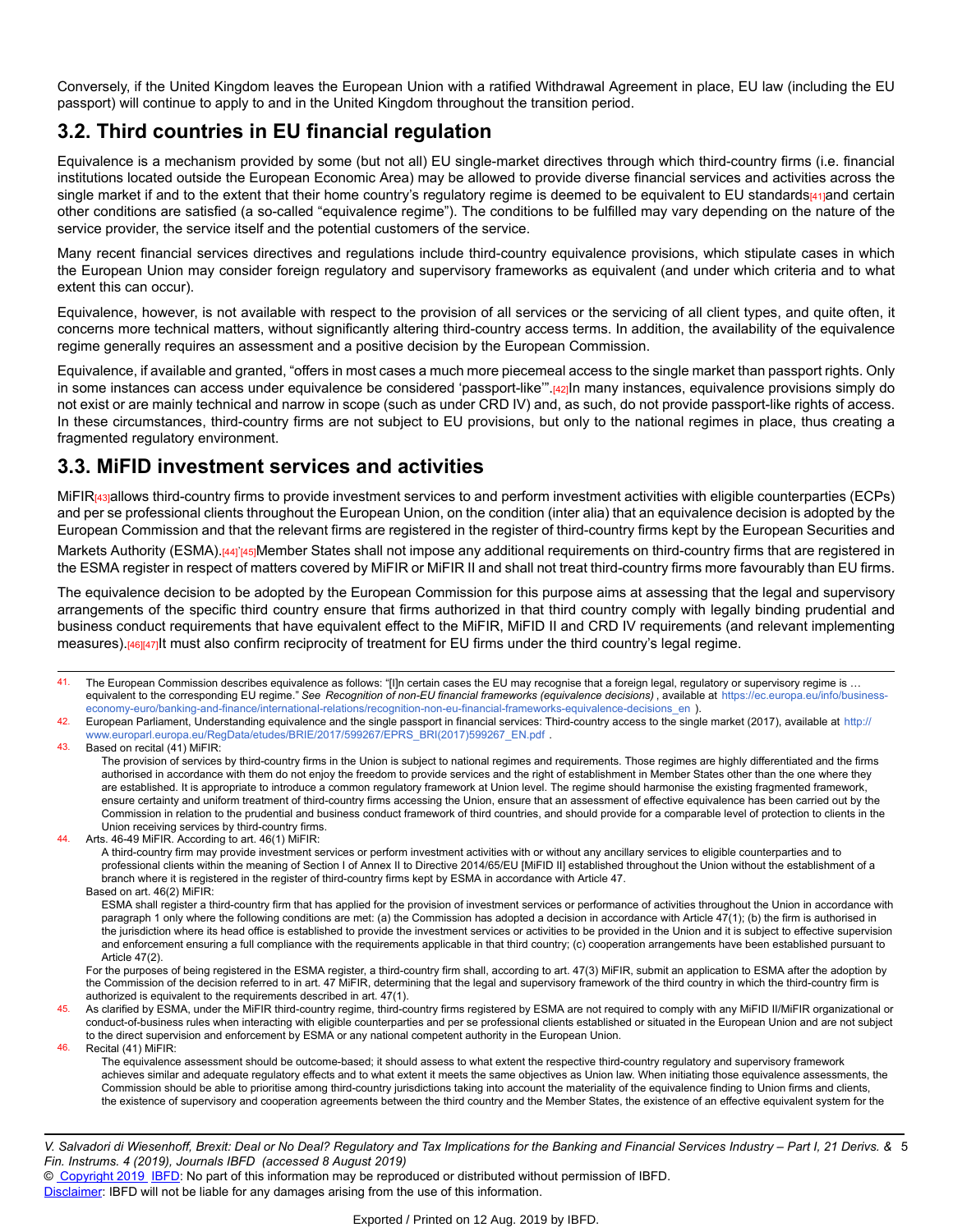Conversely, if the United Kingdom leaves the European Union with a ratified Withdrawal Agreement in place, EU law (including the EU passport) will continue to apply to and in the United Kingdom throughout the transition period.

## 3.2. Third countries in EU financial regulation

Equivalence is a mechanism provided by some (but not all) EU single-market directives through which third-country firms (i.e. financial institutions located outside the European Economic Area) may be allowed to provide diverse financial services and activities across the single market if and to the extent that their home country's regulatory regime is deemed to be equivalent to EU standards[41] and certain other conditions are satisfied (a so-called "equivalence regime"). The conditions to be fulfilled may vary depending on the nature of the service provider, the service itself and the potential customers of the service.

Many recent financial services directives and regulations include third-country equivalence provisions, which stipulate cases in which the European Union may consider foreign regulatory and supervisory frameworks as equivalent (and under which criteria and to what extent this can occur).

Equivalence, however, is not available with respect to the provision of all services or the servicing of all client types, and quite often, it concerns more technical matters, without significantly altering third-country access terms. In addition, the availability of the equivalence regime generally requires an assessment and a positive decision by the European Commission.

Equivalence, if available and granted, "offers in most cases a much more piecemeal access to the single market than passport rights. Only in some instances can access under equivalence be considered 'passport-like'".[42] In many instances, equivalence provisions simply do not exist or are mainly technical and narrow in scope (such as under CRD IV) and, as such, do not provide passport-like rights of access. In these circumstances, third-country firms are not subject to EU provisions, but only to the national regimes in place, thus creating a fragmented regulatory environment.

## 3.3. MiFID investment services and activities

MiFIR[43] allows third-country firms to provide investment services to and perform investment activities with eligible counterparties (ECPs) and per se professional clients throughout the European Union, on the condition (inter alia) that an equivalence decision is adopted by the European Commission and that the relevant firms are registered in the register of third-country firms kept by the European Securities and Markets Authority (ESMA).[44][45] Member States shall not impose any additional requirements on third-country firms that are registered in the ESMA register in respect of matters covered by MiFIR or MiFIR II and shall not treat third-country firms more favourably than EU firms.

The equivalence decision to be adopted by the European Commission for this purpose aims at assessing that the legal and supervisory arrangements of the specific third country ensure that firms authorized in that third country comply with legally binding prudential and business conduct requirements that have equivalent effect to the MiFIR, MiFID II and CRD IV requirements (and relevant implementing measures).[46][47] It must also confirm reciprocity of treatment for EU firms under the third country's legal regime.

---

41. The European Commission describes equivalence as follows: "[I]n certain cases the EU may recognise that a foreign legal, regulatory or supervisory regime is … equivalent to the corresponding EU regime." *See Recognition of non-EU financial frameworks (equivalence decisions)* , available at https://ec.europa.eu/info/business-economy-euro/banking-and-finance/international-relations/recognition-non-eu-financial-frameworks-equivalence-decisions_en ).

42. European Parliament, Understanding equivalence and the single passport in financial services: Third-country access to the single market (2017), available at http://www.europarl.europa.eu/RegData/etudes/BRIE/2017/599267/EPRS_BRI(2017)599267_EN.pdf .

43. Based on recital (41) MiFIR:

    The provision of services by third-country firms in the Union is subject to national regimes and requirements. Those regimes are highly differentiated and the firms authorised in accordance with them do not enjoy the freedom to provide services and the right of establishment in Member States other than the one where they are established. It is appropriate to introduce a common regulatory framework at Union level. The regime should harmonise the existing fragmented framework, ensure certainty and uniform treatment of third-country firms accessing the Union, ensure that an assessment of effective equivalence has been carried out by the Commission in relation to the prudential and business conduct framework of third countries, and should provide for a comparable level of protection to clients in the Union receiving services by third-country firms.

44. Arts. 46-49 MiFIR. According to art. 46(1) MiFIR:

    A third-country firm may provide investment services or perform investment activities with or without any ancillary services to eligible counterparties and to professional clients within the meaning of Section I of Annex II to Directive 2014/65/EU [MiFID II] established throughout the Union without the establishment of a branch where it is registered in the register of third-country firms kept by ESMA in accordance with Article 47.

    Based on art. 46(2) MiFIR:

    ESMA shall register a third-country firm that has applied for the provision of investment services or performance of activities throughout the Union in accordance with paragraph 1 only where the following conditions are met: (a) the Commission has adopted a decision in accordance with Article 47(1); (b) the firm is authorised in the jurisdiction where its head office is established to provide the investment services or activities to be provided in the Union and it is subject to effective supervision and enforcement ensuring a full compliance with the requirements applicable in that third country; (c) cooperation arrangements have been established pursuant to Article 47(2).

    For the purposes of being registered in the ESMA register, a third-country firm shall, according to art. 47(3) MiFIR, submit an application to ESMA after the adoption by the Commission of the decision referred to in art. 47 MiFIR, determining that the legal and supervisory framework of the third country in which the third-country firm is authorized is equivalent to the requirements described in art. 47(1).

45. As clarified by ESMA, under the MiFIR third-country regime, third-country firms registered by ESMA are not required to comply with any MiFID II/MiFIR organizational or conduct-of-business rules when interacting with eligible counterparties and per se professional clients established or situated in the European Union and are not subject to the direct supervision and enforcement by ESMA or any national competent authority in the European Union.

46. Recital (41) MiFIR:

    The equivalence assessment should be outcome-based; it should assess to what extent the respective third-country regulatory and supervisory framework achieves similar and adequate regulatory effects and to what extent it meets the same objectives as Union law. When initiating those equivalence assessments, the Commission should be able to prioritise among third-country jurisdictions taking into account the materiality of the equivalence finding to Union firms and clients, the existence of supervisory and cooperation agreements between the third country and the Member States, the existence of an effective equivalent system for the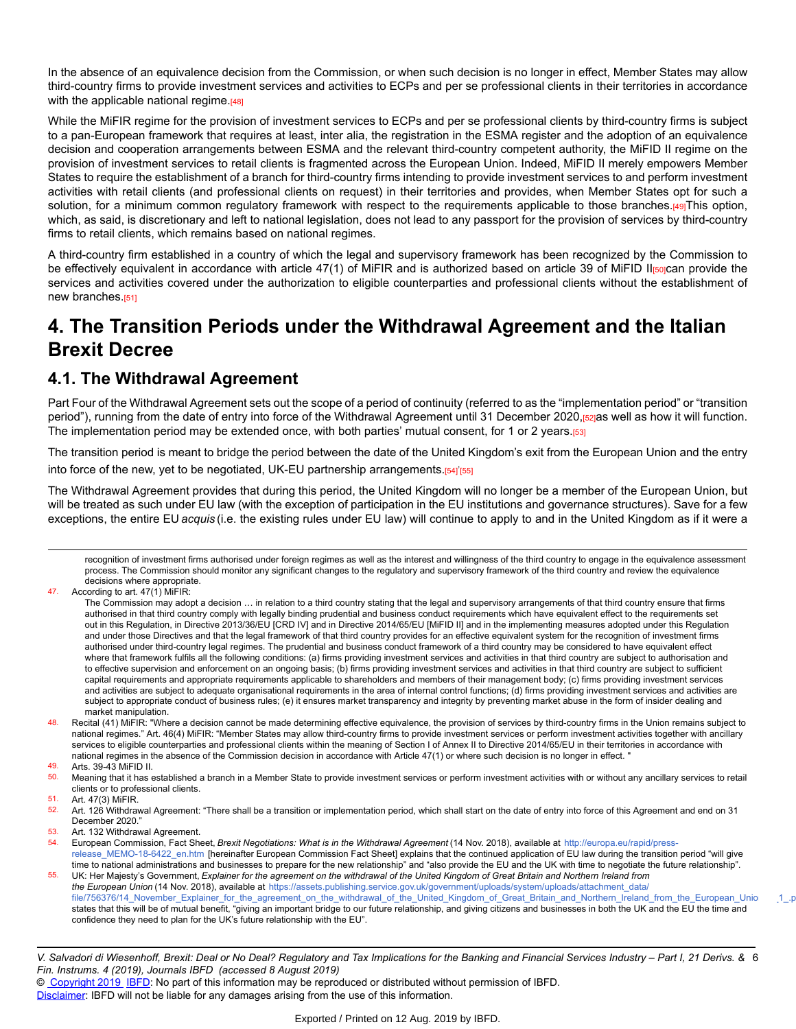In the absence of an equivalence decision from the Commission, or when such decision is no longer in effect, Member States may allow third-country firms to provide investment services and activities to ECPs and per se professional clients in their territories in accordance with the applicable national regime.[48]

While the MiFIR regime for the provision of investment services to ECPs and per se professional clients by third-country firms is subject to a pan-European framework that requires at least, inter alia, the registration in the ESMA register and the adoption of an equivalence decision and cooperation arrangements between ESMA and the relevant third-country competent authority, the MiFID II regime on the provision of investment services to retail clients is fragmented across the European Union. Indeed, MiFID II merely empowers Member States to require the establishment of a branch for third-country firms intending to provide investment services to and perform investment activities with retail clients (and professional clients on request) in their territories and provides, when Member States opt for such a solution, for a minimum common regulatory framework with respect to the requirements applicable to those branches.[49] This option, which, as said, is discretionary and left to national legislation, does not lead to any passport for the provision of services by third-country firms to retail clients, which remains based on national regimes.

A third-country firm established in a country of which the legal and supervisory framework has been recognized by the Commission to be effectively equivalent in accordance with article 47(1) of MiFIR and is authorized based on article 39 of MiFID II[50] can provide the services and activities covered under the authorization to eligible counterparties and professional clients without the establishment of new branches.[51]

# 4. The Transition Periods under the Withdrawal Agreement and the Italian Brexit Decree

## 4.1. The Withdrawal Agreement

Part Four of the Withdrawal Agreement sets out the scope of a period of continuity (referred to as the "implementation period" or "transition period"), running from the date of entry into force of the Withdrawal Agreement until 31 December 2020,[52] as well as how it will function. The implementation period may be extended once, with both parties' mutual consent, for 1 or 2 years.[53]

The transition period is meant to bridge the period between the date of the United Kingdom's exit from the European Union and the entry into force of the new, yet to be negotiated, UK-EU partnership arrangements.[54],[55]

The Withdrawal Agreement provides that during this period, the United Kingdom will no longer be a member of the European Union, but will be treated as such under EU law (with the exception of participation in the EU institutions and governance structures). Save for a few exceptions, the entire EU *acquis* (i.e. the existing rules under EU law) will continue to apply to and in the United Kingdom as if it were a

---

recognition of investment firms authorised under foreign regimes as well as the interest and willingness of the third country to engage in the equivalence assessment process. The Commission should monitor any significant changes to the regulatory and supervisory framework of the third country and review the equivalence decisions where appropriate.

47. According to art. 47(1) MiFIR:
The Commission may adopt a decision … in relation to a third country stating that the legal and supervisory arrangements of that third country ensure that firms authorised in that third country comply with legally binding prudential and business conduct requirements which have equivalent effect to the requirements set out in this Regulation, in Directive 2013/36/EU [CRD IV] and in Directive 2014/65/EU [MiFID II] and in the implementing measures adopted under this Regulation and under those Directives and that the legal framework of that third country provides for an effective equivalent system for the recognition of investment firms authorised under third-country legal regimes. The prudential and business conduct framework of a third country may be considered to have equivalent effect where that framework fulfils all the following conditions: (a) firms providing investment services and activities in that third country are subject to authorisation and to effective supervision and enforcement on an ongoing basis; (b) firms providing investment services and activities in that third country are subject to sufficient capital requirements and appropriate requirements applicable to shareholders and members of their management body; (c) firms providing investment services and activities are subject to adequate organisational requirements in the area of internal control functions; (d) firms providing investment services and activities are subject to appropriate conduct of business rules; (e) it ensures market transparency and integrity by preventing market abuse in the form of insider dealing and market manipulation.
48. Recital (41) MiFIR: "Where a decision cannot be made determining effective equivalence, the provision of services by third-country firms in the Union remains subject to national regimes." Art. 46(4) MiFIR: "Member States may allow third-country firms to provide investment services or perform investment activities together with ancillary services to eligible counterparties and professional clients within the meaning of Section I of Annex II to Directive 2014/65/EU in their territories in accordance with national regimes in the absence of the Commission decision in accordance with Article 47(1) or where such decision is no longer in effect. "
49. Arts. 39-43 MiFID II.
50. Meaning that it has established a branch in a Member State to provide investment services or perform investment activities with or without any ancillary services to retail clients or to professional clients.
51. Art. 47(3) MiFIR.
52. Art. 126 Withdrawal Agreement: "There shall be a transition or implementation period, which shall start on the date of entry into force of this Agreement and end on 31 December 2020."
53. Art. 132 Withdrawal Agreement.
54. European Commission, Fact Sheet, *Brexit Negotiations: What is in the Withdrawal Agreement* (14 Nov. 2018), available at http://europa.eu/rapid/press-release_MEMO-18-6422_en.htm [hereinafter European Commission Fact Sheet] explains that the continued application of EU law during the transition period "will give time to national administrations and businesses to prepare for the new relationship" and "also provide the EU and the UK with time to negotiate the future relationship".
55. UK: Her Majesty's Government, *Explainer for the agreement on the withdrawal of the United Kingdom of Great Britain and Northern Ireland from the European Union* (14 Nov. 2018), available at https://assets.publishing.service.gov.uk/government/uploads/system/uploads/attachment_data/file/756376/14_November_Explainer_for_the_agreement_on_the_withdrawal_of_the_United_Kingdom_of_Great_Britain_and_Northern_Ireland_from_the_European_Unio 1_.p states that this will be of mutual benefit, "giving an important bridge to our future relationship, and giving citizens and businesses in both the UK and the EU the time and confidence they need to plan for the UK's future relationship with the EU".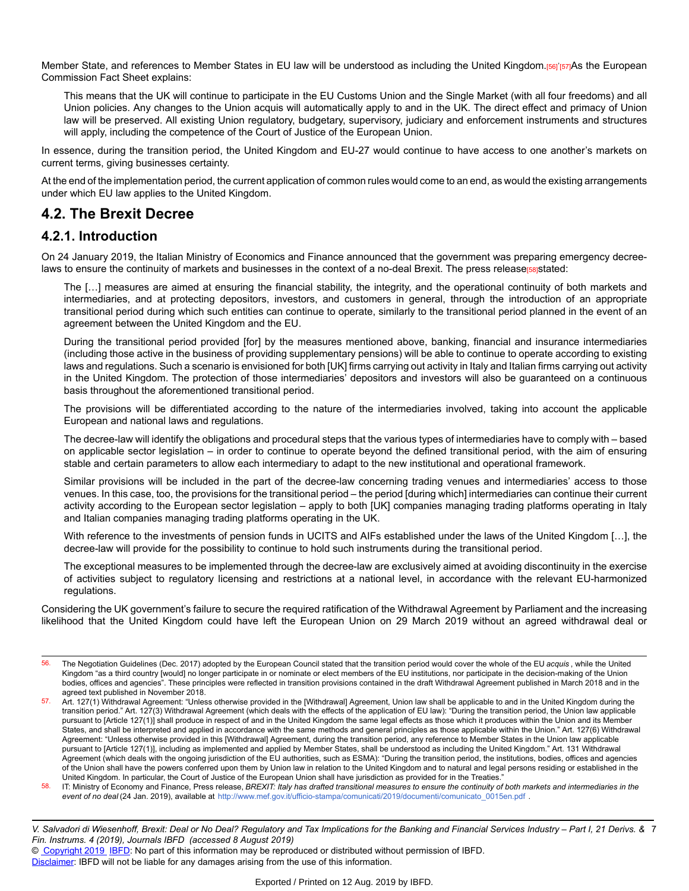Member State, and references to Member States in EU law will be understood as including the United Kingdom.[56]'[57]As the European Commission Fact Sheet explains:

> This means that the UK will continue to participate in the EU Customs Union and the Single Market (with all four freedoms) and all Union policies. Any changes to the Union acquis will automatically apply to and in the UK. The direct effect and primacy of Union law will be preserved. All existing Union regulatory, budgetary, supervisory, judiciary and enforcement instruments and structures will apply, including the competence of the Court of Justice of the European Union.

In essence, during the transition period, the United Kingdom and EU-27 would continue to have access to one another's markets on current terms, giving businesses certainty.

At the end of the implementation period, the current application of common rules would come to an end, as would the existing arrangements under which EU law applies to the United Kingdom.

## 4.2. The Brexit Decree

### 4.2.1. Introduction

On 24 January 2019, the Italian Ministry of Economics and Finance announced that the government was preparing emergency decree-laws to ensure the continuity of markets and businesses in the context of a no-deal Brexit. The press release[58]stated:

> The […] measures are aimed at ensuring the financial stability, the integrity, and the operational continuity of both markets and intermediaries, and at protecting depositors, investors, and customers in general, through the introduction of an appropriate transitional period during which such entities can continue to operate, similarly to the transitional period planned in the event of an agreement between the United Kingdom and the EU.
>
> During the transitional period provided [for] by the measures mentioned above, banking, financial and insurance intermediaries (including those active in the business of providing supplementary pensions) will be able to continue to operate according to existing laws and regulations. Such a scenario is envisioned for both [UK] firms carrying out activity in Italy and Italian firms carrying out activity in the United Kingdom. The protection of those intermediaries' depositors and investors will also be guaranteed on a continuous basis throughout the aforementioned transitional period.
>
> The provisions will be differentiated according to the nature of the intermediaries involved, taking into account the applicable European and national laws and regulations.
>
> The decree-law will identify the obligations and procedural steps that the various types of intermediaries have to comply with – based on applicable sector legislation – in order to continue to operate beyond the defined transitional period, with the aim of ensuring stable and certain parameters to allow each intermediary to adapt to the new institutional and operational framework.
>
> Similar provisions will be included in the part of the decree-law concerning trading venues and intermediaries' access to those venues. In this case, too, the provisions for the transitional period – the period [during which] intermediaries can continue their current activity according to the European sector legislation – apply to both [UK] companies managing trading platforms operating in Italy and Italian companies managing trading platforms operating in the UK.
>
> With reference to the investments of pension funds in UCITS and AIFs established under the laws of the United Kingdom […], the decree-law will provide for the possibility to continue to hold such instruments during the transitional period.
>
> The exceptional measures to be implemented through the decree-law are exclusively aimed at avoiding discontinuity in the exercise of activities subject to regulatory licensing and restrictions at a national level, in accordance with the relevant EU-harmonized regulations.

Considering the UK government's failure to secure the required ratification of the Withdrawal Agreement by Parliament and the increasing likelihood that the United Kingdom could have left the European Union on 29 March 2019 without an agreed withdrawal deal or

---

56. The Negotiation Guidelines (Dec. 2017) adopted by the European Council stated that the transition period would cover the whole of the EU *acquis* , while the United Kingdom "as a third country [would] no longer participate in or nominate or elect members of the EU institutions, nor participate in the decision-making of the Union bodies, offices and agencies". These principles were reflected in transition provisions contained in the draft Withdrawal Agreement published in March 2018 and in the agreed text published in November 2018.

57. Art. 127(1) Withdrawal Agreement: "Unless otherwise provided in the [Withdrawal] Agreement, Union law shall be applicable to and in the United Kingdom during the transition period." Art. 127(3) Withdrawal Agreement (which deals with the effects of the application of EU law): "During the transition period, the Union law applicable pursuant to [Article 127(1)] shall produce in respect of and in the United Kingdom the same legal effects as those which it produces within the Union and its Member States, and shall be interpreted and applied in accordance with the same methods and general principles as those applicable within the Union." Art. 127(6) Withdrawal Agreement: "Unless otherwise provided in this [Withdrawal] Agreement, during the transition period, any reference to Member States in the Union law applicable pursuant to [Article 127(1)], including as implemented and applied by Member States, shall be understood as including the United Kingdom." Art. 131 Withdrawal Agreement (which deals with the ongoing jurisdiction of the EU authorities, such as ESMA): "During the transition period, the institutions, bodies, offices and agencies of the Union shall have the powers conferred upon them by Union law in relation to the United Kingdom and to natural and legal persons residing or established in the United Kingdom. In particular, the Court of Justice of the European Union shall have jurisdiction as provided for in the Treaties."

58. IT: Ministry of Economy and Finance, Press release, *BREXIT: Italy has drafted transitional measures to ensure the continuity of both markets and intermediaries in the event of no deal* (24 Jan. 2019), available at http://www.mef.gov.it/ufficio-stampa/comunicati/2019/documenti/comunicato_0015en.pdf .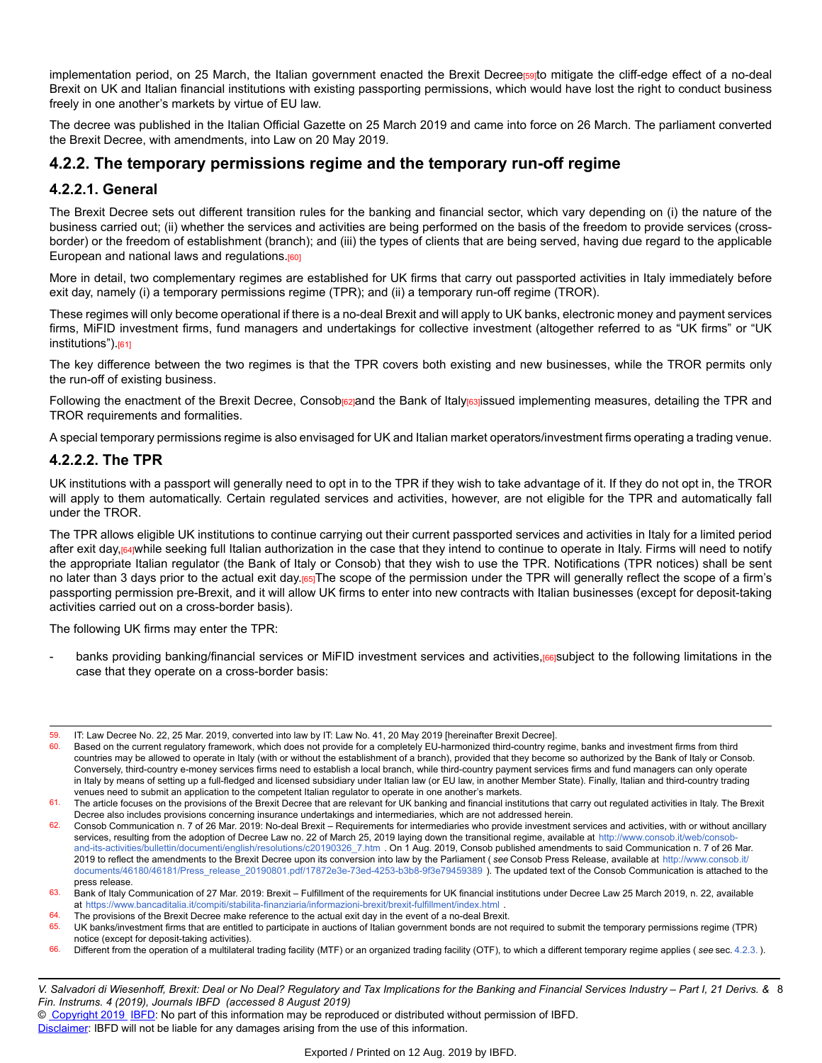implementation period, on 25 March, the Italian government enacted the Brexit Decree[59] to mitigate the cliff-edge effect of a no-deal Brexit on UK and Italian financial institutions with existing passporting permissions, which would have lost the right to conduct business freely in one another's markets by virtue of EU law.

The decree was published in the Italian Official Gazette on 25 March 2019 and came into force on 26 March. The parliament converted the Brexit Decree, with amendments, into Law on 20 May 2019.

## 4.2.2. The temporary permissions regime and the temporary run-off regime

### 4.2.2.1. General

The Brexit Decree sets out different transition rules for the banking and financial sector, which vary depending on (i) the nature of the business carried out; (ii) whether the services and activities are being performed on the basis of the freedom to provide services (cross-border) or the freedom of establishment (branch); and (iii) the types of clients that are being served, having due regard to the applicable European and national laws and regulations.[60]

More in detail, two complementary regimes are established for UK firms that carry out passported activities in Italy immediately before exit day, namely (i) a temporary permissions regime (TPR); and (ii) a temporary run-off regime (TROR).

These regimes will only become operational if there is a no-deal Brexit and will apply to UK banks, electronic money and payment services firms, MiFID investment firms, fund managers and undertakings for collective investment (altogether referred to as "UK firms" or "UK institutions").[61]

The key difference between the two regimes is that the TPR covers both existing and new businesses, while the TROR permits only the run-off of existing business.

Following the enactment of the Brexit Decree, Consob[62] and the Bank of Italy[63] issued implementing measures, detailing the TPR and TROR requirements and formalities.

A special temporary permissions regime is also envisaged for UK and Italian market operators/investment firms operating a trading venue.

### 4.2.2.2. The TPR

UK institutions with a passport will generally need to opt in to the TPR if they wish to take advantage of it. If they do not opt in, the TROR will apply to them automatically. Certain regulated services and activities, however, are not eligible for the TPR and automatically fall under the TROR.

The TPR allows eligible UK institutions to continue carrying out their current passported services and activities in Italy for a limited period after exit day,[64] while seeking full Italian authorization in the case that they intend to continue to operate in Italy. Firms will need to notify the appropriate Italian regulator (the Bank of Italy or Consob) that they wish to use the TPR. Notifications (TPR notices) shall be sent no later than 3 days prior to the actual exit day.[65] The scope of the permission under the TPR will generally reflect the scope of a firm's passporting permission pre-Brexit, and it will allow UK firms to enter into new contracts with Italian businesses (except for deposit-taking activities carried out on a cross-border basis).

The following UK firms may enter the TPR:

- banks providing banking/financial services or MiFID investment services and activities,[66] subject to the following limitations in the case that they operate on a cross-border basis:

---

59. IT: Law Decree No. 22, 25 Mar. 2019, converted into law by IT: Law No. 41, 20 May 2019 [hereinafter Brexit Decree].
60. Based on the current regulatory framework, which does not provide for a completely EU-harmonized third-country regime, banks and investment firms from third countries may be allowed to operate in Italy (with or without the establishment of a branch), provided that they become so authorized by the Bank of Italy or Consob. Conversely, third-country e-money services firms need to establish a local branch, while third-country payment services firms and fund managers can only operate in Italy by means of setting up a full-fledged and licensed subsidiary under Italian law (or EU law, in another Member State). Finally, Italian and third-country trading venues need to submit an application to the competent Italian regulator to operate in one another's markets.
61. The article focuses on the provisions of the Brexit Decree that are relevant for UK banking and financial institutions that carry out regulated activities in Italy. The Brexit Decree also includes provisions concerning insurance undertakings and intermediaries, which are not addressed herein.
62. Consob Communication n. 7 of 26 Mar. 2019: No-deal Brexit – Requirements for intermediaries who provide investment services and activities, with or without ancillary services, resulting from the adoption of Decree Law no. 22 of March 25, 2019 laying down the transitional regime, available at http://www.consob.it/web/consob-and-its-activities/bullettin/documenti/english/resolutions/c20190326_7.htm . On 1 Aug. 2019, Consob published amendments to said Communication n. 7 of 26 Mar. 2019 to reflect the amendments to the Brexit Decree upon its conversion into law by the Parliament ( *see* Consob Press Release, available at http://www.consob.it/documents/46180/46181/Press_release_20190801.pdf/17872e3e-73ed-4253-b3b8-9f3e79459389 ). The updated text of the Consob Communication is attached to the press release.
63. Bank of Italy Communication of 27 Mar. 2019: Brexit – Fulfillment of the requirements for UK financial institutions under Decree Law 25 March 2019, n. 22, available at https://www.bancaditalia.it/compiti/stabilita-finanziaria/informazioni-brexit/brexit-fulfillment/index.html .
64. The provisions of the Brexit Decree make reference to the actual exit day in the event of a no-deal Brexit.
65. UK banks/investment firms that are entitled to participate in auctions of Italian government bonds are not required to submit the temporary permissions regime (TPR) notice (except for deposit-taking activities).
66. Different from the operation of a multilateral trading facility (MTF) or an organized trading facility (OTF), to which a different temporary regime applies ( *see* sec. 4.2.3. ).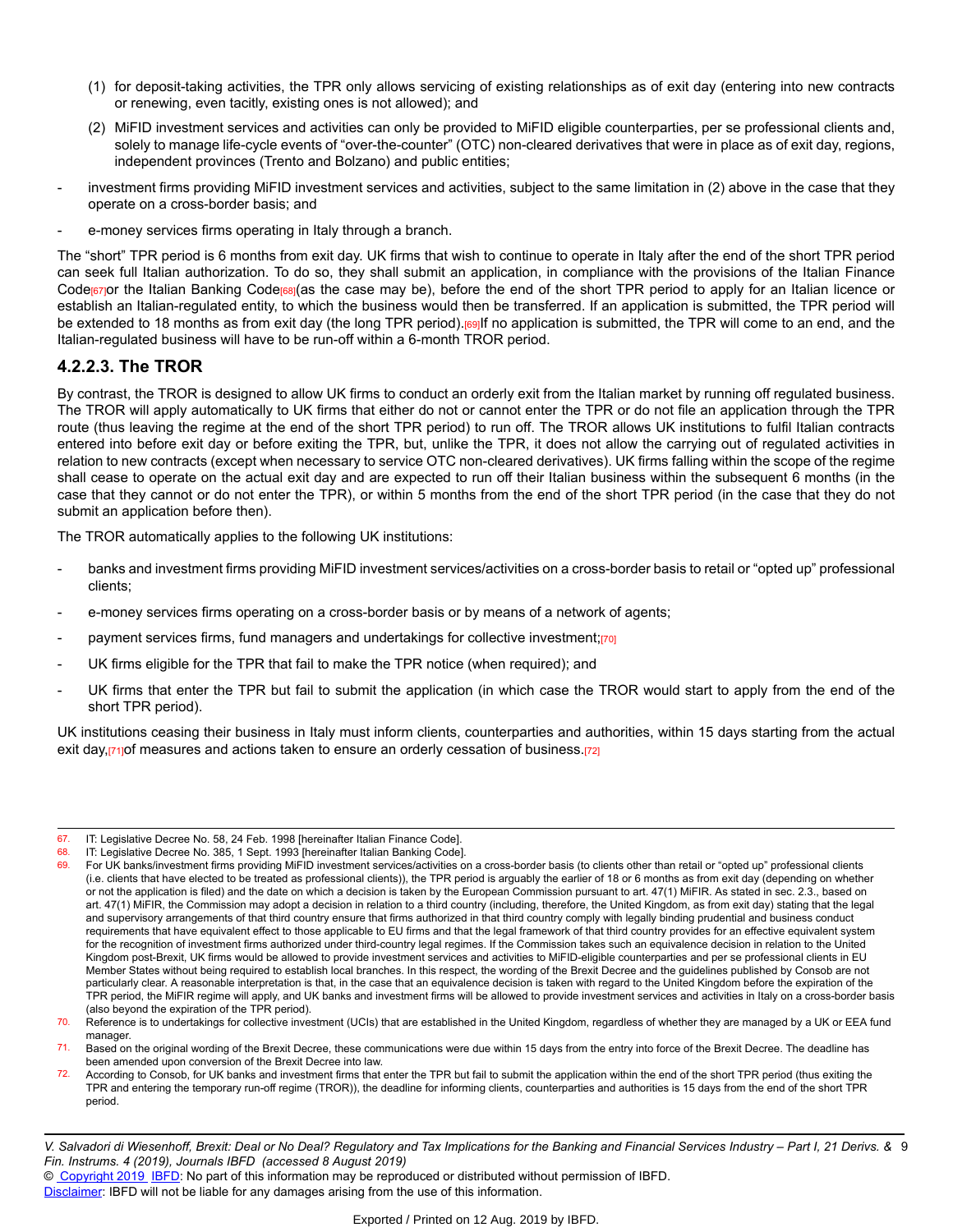(1) for deposit-taking activities, the TPR only allows servicing of existing relationships as of exit day (entering into new contracts or renewing, even tacitly, existing ones is not allowed); and

(2) MiFID investment services and activities can only be provided to MiFID eligible counterparties, per se professional clients and, solely to manage life-cycle events of "over-the-counter" (OTC) non-cleared derivatives that were in place as of exit day, regions, independent provinces (Trento and Bolzano) and public entities;

- investment firms providing MiFID investment services and activities, subject to the same limitation in (2) above in the case that they operate on a cross-border basis; and
- e-money services firms operating in Italy through a branch.

The "short" TPR period is 6 months from exit day. UK firms that wish to continue to operate in Italy after the end of the short TPR period can seek full Italian authorization. To do so, they shall submit an application, in compliance with the provisions of the Italian Finance Code[67] or the Italian Banking Code[68] (as the case may be), before the end of the short TPR period to apply for an Italian licence or establish an Italian-regulated entity, to which the business would then be transferred. If an application is submitted, the TPR period will be extended to 18 months as from exit day (the long TPR period).[69] If no application is submitted, the TPR will come to an end, and the Italian-regulated business will have to be run-off within a 6-month TROR period.

#### 4.2.2.3. The TROR

By contrast, the TROR is designed to allow UK firms to conduct an orderly exit from the Italian market by running off regulated business. The TROR will apply automatically to UK firms that either do not or cannot enter the TPR or do not file an application through the TPR route (thus leaving the regime at the end of the short TPR period) to run off. The TROR allows UK institutions to fulfil Italian contracts entered into before exit day or before exiting the TPR, but, unlike the TPR, it does not allow the carrying out of regulated activities in relation to new contracts (except when necessary to service OTC non-cleared derivatives). UK firms falling within the scope of the regime shall cease to operate on the actual exit day and are expected to run off their Italian business within the subsequent 6 months (in the case that they cannot or do not enter the TPR), or within 5 months from the end of the short TPR period (in the case that they do not submit an application before then).

The TROR automatically applies to the following UK institutions:

- banks and investment firms providing MiFID investment services/activities on a cross-border basis to retail or "opted up" professional clients;
- e-money services firms operating on a cross-border basis or by means of a network of agents;
- payment services firms, fund managers and undertakings for collective investment;[70]
- UK firms eligible for the TPR that fail to make the TPR notice (when required); and
- UK firms that enter the TPR but fail to submit the application (in which case the TROR would start to apply from the end of the short TPR period).

UK institutions ceasing their business in Italy must inform clients, counterparties and authorities, within 15 days starting from the actual exit day,[71] of measures and actions taken to ensure an orderly cessation of business.[72]

---

67. IT: Legislative Decree No. 58, 24 Feb. 1998 [hereinafter Italian Finance Code].
68. IT: Legislative Decree No. 385, 1 Sept. 1993 [hereinafter Italian Banking Code].
69. For UK banks/investment firms providing MiFID investment services/activities on a cross-border basis (to clients other than retail or "opted up" professional clients (i.e. clients that have elected to be treated as professional clients)), the TPR period is arguably the earlier of 18 or 6 months as from exit day (depending on whether or not the application is filed) and the date on which a decision is taken by the European Commission pursuant to art. 47(1) MiFIR. As stated in sec. 2.3., based on art. 47(1) MiFIR, the Commission may adopt a decision in relation to a third country (including, therefore, the United Kingdom, as from exit day) stating that the legal and supervisory arrangements of that third country ensure that firms authorized in that third country comply with legally binding prudential and business conduct requirements that have equivalent effect to those applicable to EU firms and that the legal framework of that third country provides for an effective equivalent system for the recognition of investment firms authorized under third-country legal regimes. If the Commission takes such an equivalence decision in relation to the United Kingdom post-Brexit, UK firms would be allowed to provide investment services and activities to MiFID-eligible counterparties and per se professional clients in EU Member States without being required to establish local branches. In this respect, the wording of the Brexit Decree and the guidelines published by Consob are not particularly clear. A reasonable interpretation is that, in the case that an equivalence decision is taken with regard to the United Kingdom before the expiration of the TPR period, the MiFIR regime will apply, and UK banks and investment firms will be allowed to provide investment services and activities in Italy on a cross-border basis (also beyond the expiration of the TPR period).
70. Reference is to undertakings for collective investment (UCIs) that are established in the United Kingdom, regardless of whether they are managed by a UK or EEA fund manager.
71. Based on the original wording of the Brexit Decree, these communications were due within 15 days from the entry into force of the Brexit Decree. The deadline has been amended upon conversion of the Brexit Decree into law.
72. According to Consob, for UK banks and investment firms that enter the TPR but fail to submit the application within the end of the short TPR period (thus exiting the TPR and entering the temporary run-off regime (TROR)), the deadline for informing clients, counterparties and authorities is 15 days from the end of the short TPR period.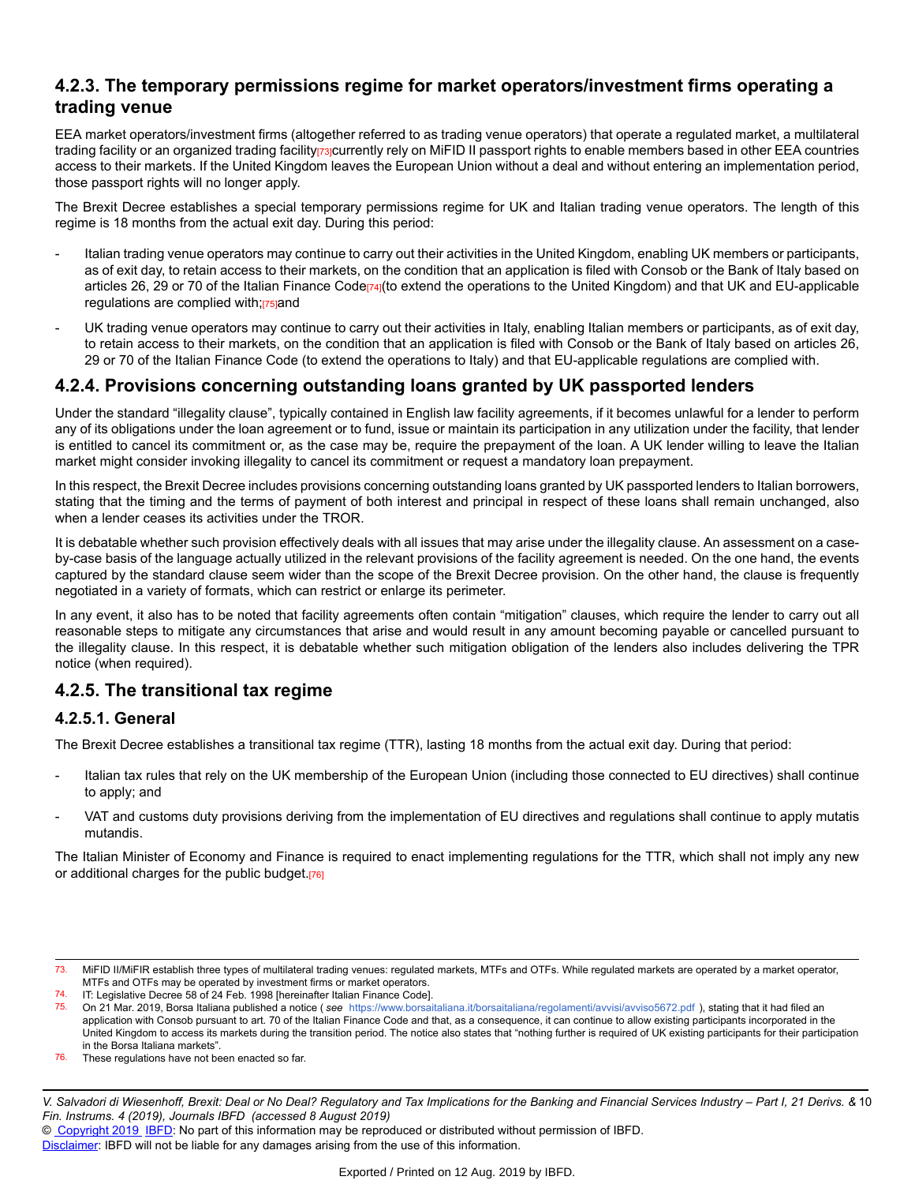### 4.2.3. The temporary permissions regime for market operators/investment firms operating a trading venue

EEA market operators/investment firms (altogether referred to as trading venue operators) that operate a regulated market, a multilateral trading facility or an organized trading facility[73] currently rely on MiFID II passport rights to enable members based in other EEA countries access to their markets. If the United Kingdom leaves the European Union without a deal and without entering an implementation period, those passport rights will no longer apply.

The Brexit Decree establishes a special temporary permissions regime for UK and Italian trading venue operators. The length of this regime is 18 months from the actual exit day. During this period:

- Italian trading venue operators may continue to carry out their activities in the United Kingdom, enabling UK members or participants, as of exit day, to retain access to their markets, on the condition that an application is filed with Consob or the Bank of Italy based on articles 26, 29 or 70 of the Italian Finance Code[74] (to extend the operations to the United Kingdom) and that UK and EU-applicable regulations are complied with;[75] and
- UK trading venue operators may continue to carry out their activities in Italy, enabling Italian members or participants, as of exit day, to retain access to their markets, on the condition that an application is filed with Consob or the Bank of Italy based on articles 26, 29 or 70 of the Italian Finance Code (to extend the operations to Italy) and that EU-applicable regulations are complied with.

### 4.2.4. Provisions concerning outstanding loans granted by UK passported lenders

Under the standard "illegality clause", typically contained in English law facility agreements, if it becomes unlawful for a lender to perform any of its obligations under the loan agreement or to fund, issue or maintain its participation in any utilization under the facility, that lender is entitled to cancel its commitment or, as the case may be, require the prepayment of the loan. A UK lender willing to leave the Italian market might consider invoking illegality to cancel its commitment or request a mandatory loan prepayment.

In this respect, the Brexit Decree includes provisions concerning outstanding loans granted by UK passported lenders to Italian borrowers, stating that the timing and the terms of payment of both interest and principal in respect of these loans shall remain unchanged, also when a lender ceases its activities under the TROR.

It is debatable whether such provision effectively deals with all issues that may arise under the illegality clause. An assessment on a case-by-case basis of the language actually utilized in the relevant provisions of the facility agreement is needed. On the one hand, the events captured by the standard clause seem wider than the scope of the Brexit Decree provision. On the other hand, the clause is frequently negotiated in a variety of formats, which can restrict or enlarge its perimeter.

In any event, it also has to be noted that facility agreements often contain "mitigation" clauses, which require the lender to carry out all reasonable steps to mitigate any circumstances that arise and would result in any amount becoming payable or cancelled pursuant to the illegality clause. In this respect, it is debatable whether such mitigation obligation of the lenders also includes delivering the TPR notice (when required).

### 4.2.5. The transitional tax regime

#### 4.2.5.1. General

The Brexit Decree establishes a transitional tax regime (TTR), lasting 18 months from the actual exit day. During that period:

- Italian tax rules that rely on the UK membership of the European Union (including those connected to EU directives) shall continue to apply; and
- VAT and customs duty provisions deriving from the implementation of EU directives and regulations shall continue to apply mutatis mutandis.

The Italian Minister of Economy and Finance is required to enact implementing regulations for the TTR, which shall not imply any new or additional charges for the public budget.[76]

---

73. MiFID II/MiFIR establish three types of multilateral trading venues: regulated markets, MTFs and OTFs. While regulated markets are operated by a market operator, MTFs and OTFs may be operated by investment firms or market operators.
74. IT: Legislative Decree 58 of 24 Feb. 1998 [hereinafter Italian Finance Code].
75. On 21 Mar. 2019, Borsa Italiana published a notice ( *see* https://www.borsaitaliana.it/borsaitaliana/regolamenti/avvisi/avviso5672.pdf ), stating that it had filed an application with Consob pursuant to art. 70 of the Italian Finance Code and that, as a consequence, it can continue to allow existing participants incorporated in the United Kingdom to access its markets during the transition period. The notice also states that "nothing further is required of UK existing participants for their participation in the Borsa Italiana markets".
76. These regulations have not been enacted so far.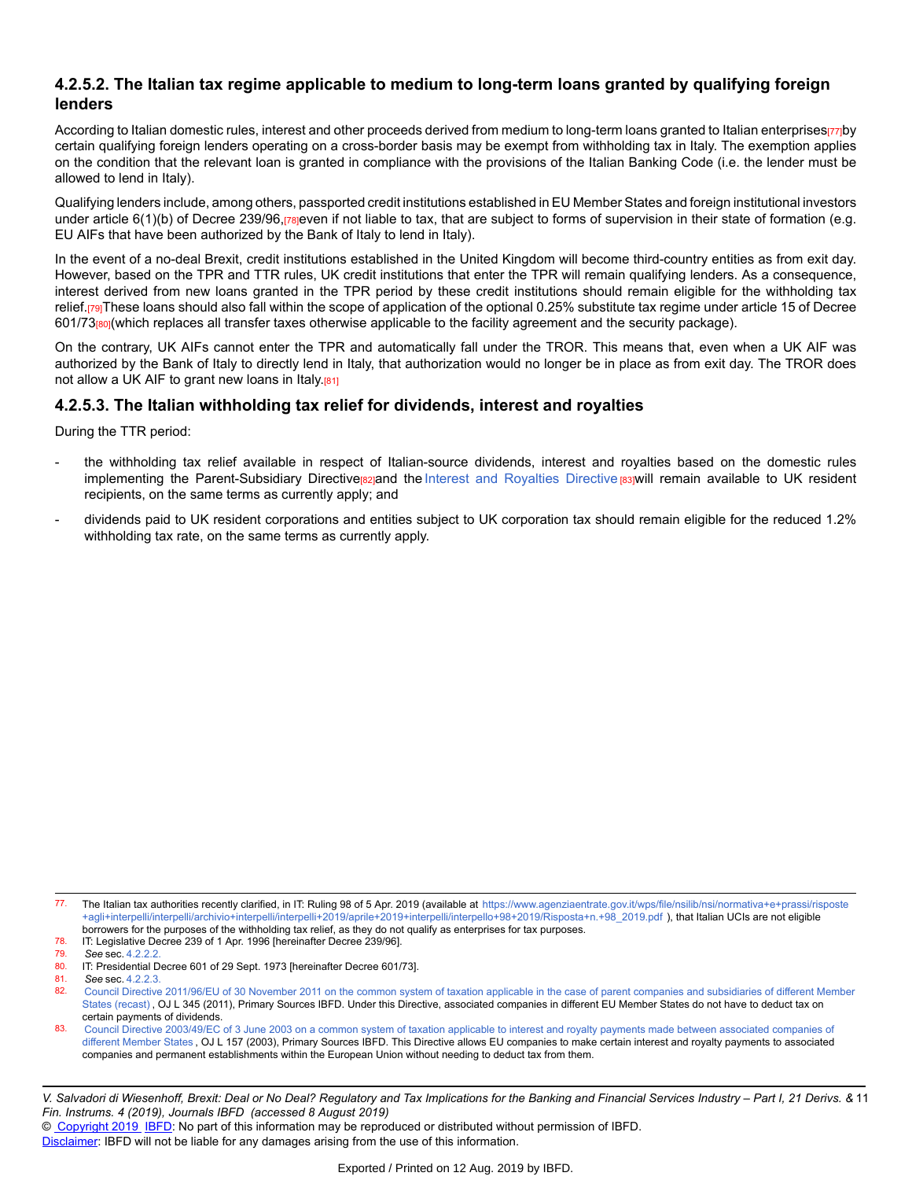### 4.2.5.2. The Italian tax regime applicable to medium to long-term loans granted by qualifying foreign lenders

According to Italian domestic rules, interest and other proceeds derived from medium to long-term loans granted to Italian enterprises[77] by certain qualifying foreign lenders operating on a cross-border basis may be exempt from withholding tax in Italy. The exemption applies on the condition that the relevant loan is granted in compliance with the provisions of the Italian Banking Code (i.e. the lender must be allowed to lend in Italy).

Qualifying lenders include, among others, passported credit institutions established in EU Member States and foreign institutional investors under article 6(1)(b) of Decree 239/96,[78] even if not liable to tax, that are subject to forms of supervision in their state of formation (e.g. EU AIFs that have been authorized by the Bank of Italy to lend in Italy).

In the event of a no-deal Brexit, credit institutions established in the United Kingdom will become third-country entities as from exit day. However, based on the TPR and TTR rules, UK credit institutions that enter the TPR will remain qualifying lenders. As a consequence, interest derived from new loans granted in the TPR period by these credit institutions should remain eligible for the withholding tax relief.[79] These loans should also fall within the scope of application of the optional 0.25% substitute tax regime under article 15 of Decree 601/73[80] (which replaces all transfer taxes otherwise applicable to the facility agreement and the security package).

On the contrary, UK AIFs cannot enter the TPR and automatically fall under the TROR. This means that, even when a UK AIF was authorized by the Bank of Italy to directly lend in Italy, that authorization would no longer be in place as from exit day. The TROR does not allow a UK AIF to grant new loans in Italy.[81]

### 4.2.5.3. The Italian withholding tax relief for dividends, interest and royalties

During the TTR period:

- the withholding tax relief available in respect of Italian-source dividends, interest and royalties based on the domestic rules implementing the Parent-Subsidiary Directive[82] and the Interest and Royalties Directive[83] will remain available to UK resident recipients, on the same terms as currently apply; and
- dividends paid to UK resident corporations and entities subject to UK corporation tax should remain eligible for the reduced 1.2% withholding tax rate, on the same terms as currently apply.

---

77. The Italian tax authorities recently clarified, in IT: Ruling 98 of 5 Apr. 2019 (available at https://www.agenziaentrate.gov.it/wps/file/nsilib/nsi/normativa+e+prassi/risposte+agli+interpelli/interpelli/archivio+interpelli/interpelli+2019/aprile+2019+interpelli/interpello+98+2019/Risposta+n.+98_2019.pdf ), that Italian UCIs are not eligible borrowers for the purposes of the withholding tax relief, as they do not qualify as enterprises for tax purposes.
78. IT: Legislative Decree 239 of 1 Apr. 1996 [hereinafter Decree 239/96].
79. *See* sec. 4.2.2.2.
80. IT: Presidential Decree 601 of 29 Sept. 1973 [hereinafter Decree 601/73].
81. *See* sec. 4.2.2.3.
82. Council Directive 2011/96/EU of 30 November 2011 on the common system of taxation applicable in the case of parent companies and subsidiaries of different Member States (recast) , OJ L 345 (2011), Primary Sources IBFD. Under this Directive, associated companies in different EU Member States do not have to deduct tax on certain payments of dividends.
83. Council Directive 2003/49/EC of 3 June 2003 on a common system of taxation applicable to interest and royalty payments made between associated companies of different Member States , OJ L 157 (2003), Primary Sources IBFD. This Directive allows EU companies to make certain interest and royalty payments to associated companies and permanent establishments within the European Union without needing to deduct tax from them.